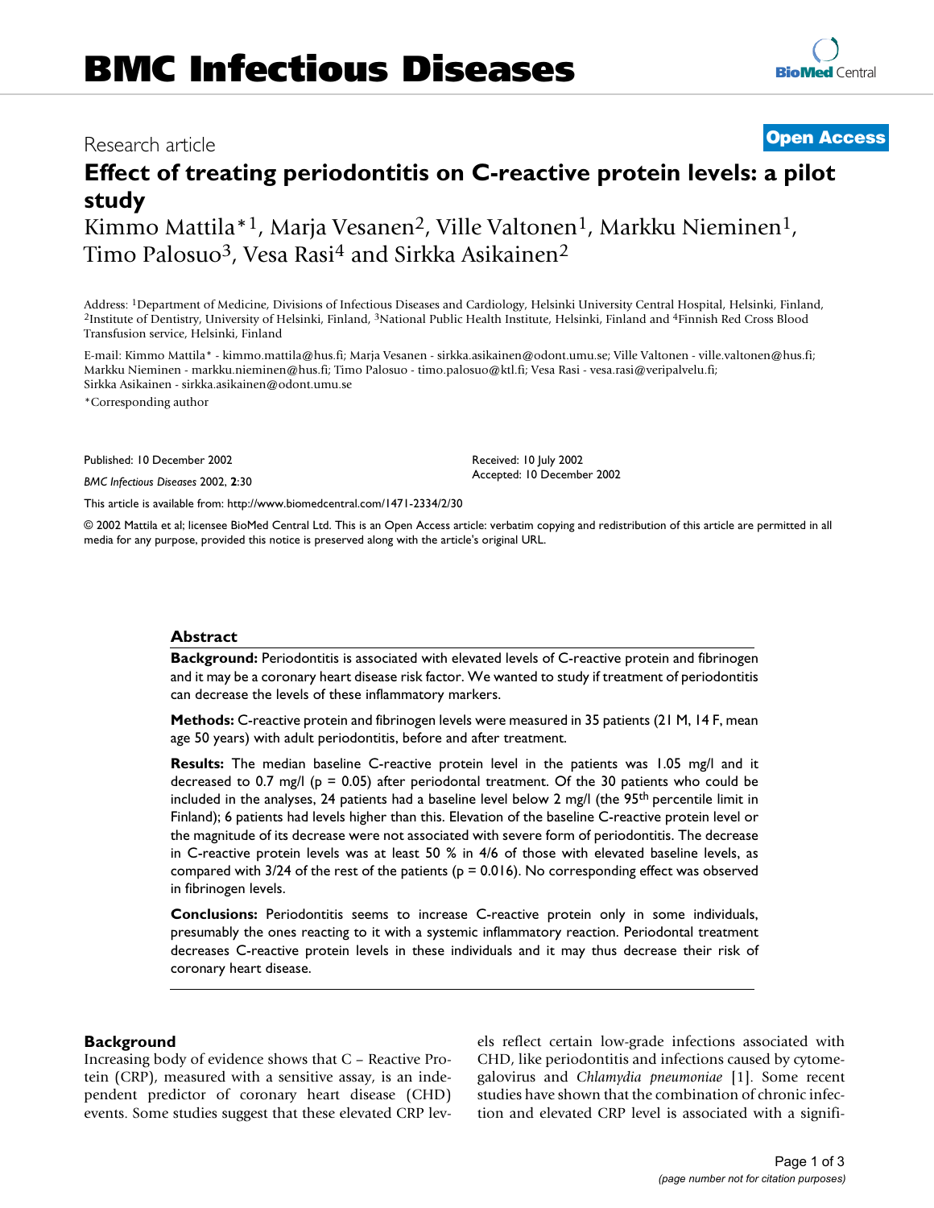# BMC Infectious Diseases

Research article

**Open Access**

# Effect of treating periodontitis on C-reactive protein levels: a pilot study

Kimmo Mattila*[1], Marja Vesanen[2], Ville Valtonen[1], Markku Nieminen[1], Timo Palosuo[3], Vesa Rasi[4] and Sirkka Asikainen[2]

Address: [1]Department of Medicine, Divisions of Infectious Diseases and Cardiology, Helsinki University Central Hospital, Helsinki, Finland, [2]Institute of Dentistry, University of Helsinki, Finland, [3]National Public Health Institute, Helsinki, Finland and [4]Finnish Red Cross Blood Transfusion service, Helsinki, Finland

E-mail: Kimmo Mattila* - kimmo.mattila@hus.fi; Marja Vesanen - sirkka.asikainen@odont.umu.se; Ville Valtonen - ville.valtonen@hus.fi; Markku Nieminen - markku.nieminen@hus.fi; Timo Palosuo - timo.palosuo@ktl.fi; Vesa Rasi - vesa.rasi@veripalvelu.fi; Sirkka Asikainen - sirkka.asikainen@odont.umu.se

*Corresponding author

Published: 10 December 2002

*BMC Infectious Diseases* 2002, **2**:30

Received: 10 July 2002
Accepted: 10 December 2002

This article is available from: http://www.biomedcentral.com/1471-2334/2/30

© 2002 Mattila et al; licensee BioMed Central Ltd. This is an Open Access article: verbatim copying and redistribution of this article are permitted in all media for any purpose, provided this notice is preserved along with the article's original URL.

## Abstract

**Background:** Periodontitis is associated with elevated levels of C-reactive protein and fibrinogen and it may be a coronary heart disease risk factor. We wanted to study if treatment of periodontitis can decrease the levels of these inflammatory markers.

**Methods:** C-reactive protein and fibrinogen levels were measured in 35 patients (21 M, 14 F, mean age 50 years) with adult periodontitis, before and after treatment.

**Results:** The median baseline C-reactive protein level in the patients was 1.05 mg/l and it decreased to 0.7 mg/l ($p = 0.05$) after periodontal treatment. Of the 30 patients who could be included in the analyses, 24 patients had a baseline level below 2 mg/l (the 95$^{th}$ percentile limit in Finland); 6 patients had levels higher than this. Elevation of the baseline C-reactive protein level or the magnitude of its decrease were not associated with severe form of periodontitis. The decrease in C-reactive protein levels was at least 50 % in 4/6 of those with elevated baseline levels, as compared with 3/24 of the rest of the patients ($p = 0.016$). No corresponding effect was observed in fibrinogen levels.

**Conclusions:** Periodontitis seems to increase C-reactive protein only in some individuals, presumably the ones reacting to it with a systemic inflammatory reaction. Periodontal treatment decreases C-reactive protein levels in these individuals and it may thus decrease their risk of coronary heart disease.

## Background

Increasing body of evidence shows that C – Reactive Protein (CRP), measured with a sensitive assay, is an independent predictor of coronary heart disease (CHD) events. Some studies suggest that these elevated CRP levels reflect certain low-grade infections associated with CHD, like periodontitis and infections caused by cytomegalovirus and *Chlamydia pneumoniae* [1]. Some recent studies have shown that the combination of chronic infection and elevated CRP level is associated with a signifi-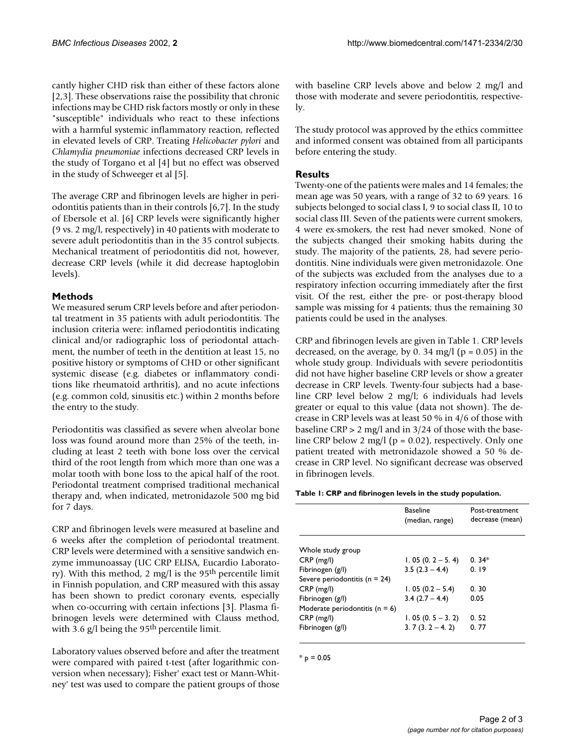cantly higher CHD risk than either of these factors alone [2,3]. These observations raise the possibility that chronic infections may be CHD risk factors mostly or only in these "susceptible" individuals who react to these infections with a harmful systemic inflammatory reaction, reflected in elevated levels of CRP. Treating *Helicobacter pylori* and *Chlamydia pneumoniae* infections decreased CRP levels in the study of Torgano et al [4] but no effect was observed in the study of Schweeger et al [5].

The average CRP and fibrinogen levels are higher in periodontitis patients than in their controls [6,7]. In the study of Ebersole et al. [6] CRP levels were significantly higher (9 vs. 2 mg/l, respectively) in 40 patients with moderate to severe adult periodontitis than in the 35 control subjects. Mechanical treatment of periodontitis did not, however, decrease CRP levels (while it did decrease haptoglobin levels).

## Methods

We measured serum CRP levels before and after periodontal treatment in 35 patients with adult periodontitis. The inclusion criteria were: inflamed periodontitis indicating clinical and/or radiographic loss of periodontal attachment, the number of teeth in the dentition at least 15, no positive history or symptoms of CHD or other significant systemic disease (e.g. diabetes or inflammatory conditions like rheumatoid arthritis), and no acute infections (e.g. common cold, sinusitis etc.) within 2 months before the entry to the study.

Periodontitis was classified as severe when alveolar bone loss was found around more than 25% of the teeth, including at least 2 teeth with bone loss over the cervical third of the root length from which more than one was a molar tooth with bone loss to the apical half of the root. Periodontal treatment comprised traditional mechanical therapy and, when indicated, metronidazole 500 mg bid for 7 days.

CRP and fibrinogen levels were measured at baseline and 6 weeks after the completion of periodontal treatment. CRP levels were determined with a sensitive sandwich enzyme immunoassay (UC CRP ELISA, Eucardio Laboratory). With this method, 2 mg/l is the 95[th] percentile limit in Finnish population, and CRP measured with this assay has been shown to predict coronary events, especially when co-occurring with certain infections [3]. Plasma fibrinogen levels were determined with Clauss method, with 3.6 g/l being the 95[th] percentile limit.

Laboratory values observed before and after the treatment were compared with paired t-test (after logarithmic conversion when necessary); Fisher' exact test or Mann-Whitney' test was used to compare the patient groups of those with baseline CRP levels above and below 2 mg/l and those with moderate and severe periodontitis, respectively.

The study protocol was approved by the ethics committee and informed consent was obtained from all participants before entering the study.

## Results

Twenty-one of the patients were males and 14 females; the mean age was 50 years, with a range of 32 to 69 years. 16 subjects belonged to social class I, 9 to social class II, 10 to social class III. Seven of the patients were current smokers, 4 were ex-smokers, the rest had never smoked. None of the subjects changed their smoking habits during the study. The majority of the patients, 28, had severe periodontitis. Nine individuals were given metronidazole. One of the subjects was excluded from the analyses due to a respiratory infection occurring immediately after the first visit. Of the rest, either the pre- or post-therapy blood sample was missing for 4 patients; thus the remaining 30 patients could be used in the analyses.

CRP and fibrinogen levels are given in Table 1. CRP levels decreased, on the average, by 0. 34 mg/l ($p = 0.05$) in the whole study group. Individuals with severe periodontitis did not have higher baseline CRP levels or show a greater decrease in CRP levels. Twenty-four subjects had a baseline CRP level below 2 mg/l; 6 individuals had levels greater or equal to this value (data not shown). The decrease in CRP levels was at least 50 % in 4/6 of those with baseline CRP > 2 mg/l and in 3/24 of those with the baseline CRP below 2 mg/l ($p = 0.02$), respectively. Only one patient treated with metronidazole showed a 50 % decrease in CRP level. No significant decrease was observed in fibrinogen levels.

**Table 1: CRP and fibrinogen levels in the study population.**

| | Baseline (median, range) | Post-treatment decrease (mean) |
|---|---|---|
| Whole study group | | |
| CRP (mg/l) | 1. 05 (0. 2 – 5. 4) | 0. 34* |
| Fibrinogen (g/l) | 3.5 (2.3 – 4.4) | 0. 19 |
| Severe periodontitis (n = 24) | | |
| CRP (mg/l) | 1. 05 (0.2 – 5.4) | 0. 30 |
| Fibrinogen (g/l) | 3.4 (2.7 – 4.4) | 0.05 |
| Moderate periodontitis (n = 6) | | |
| CRP (mg/l) | 1. 05 (0. 5 – 3. 2) | 0. 52 |
| Fibrinogen (g/l) | 3. 7 (3. 2 – 4. 2) | 0. 77 |

* $p = 0.05$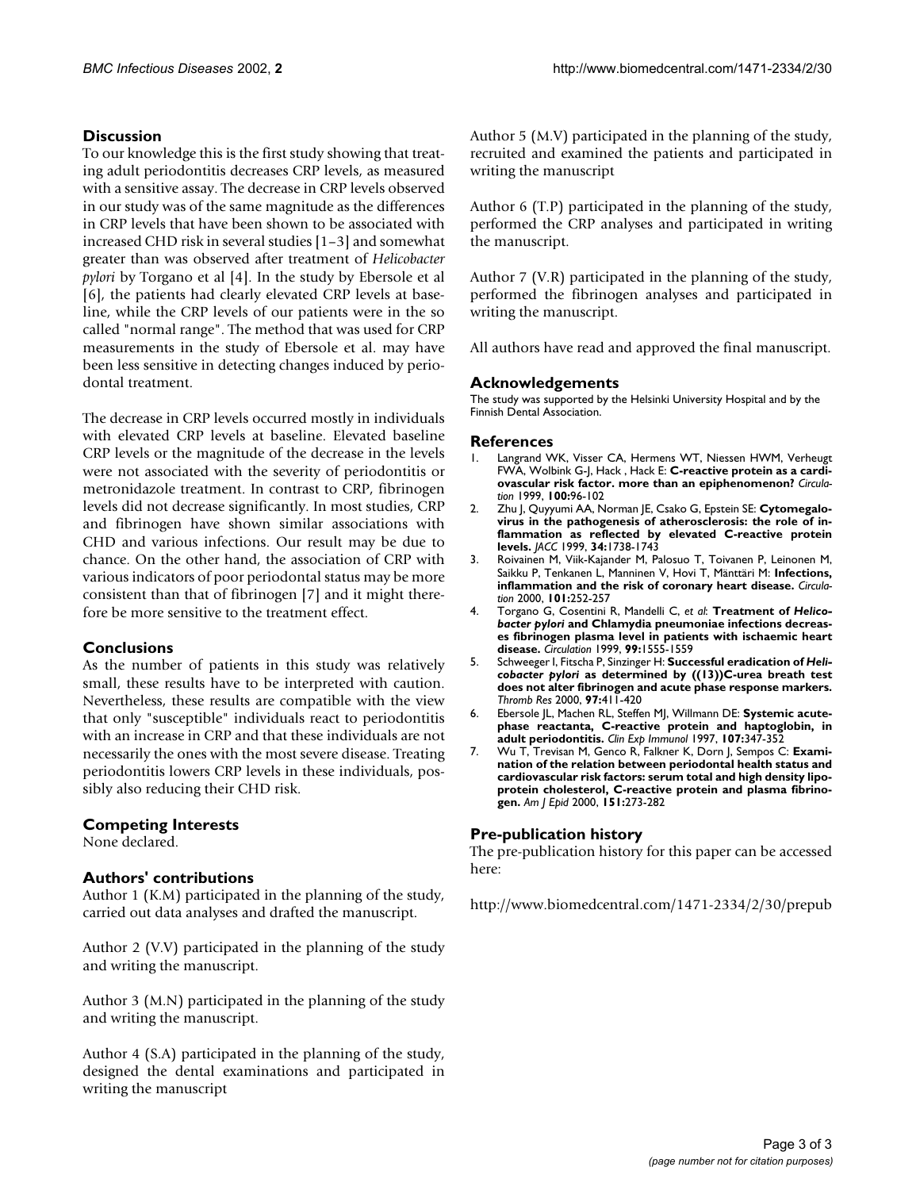## Discussion

To our knowledge this is the first study showing that treating adult periodontitis decreases CRP levels, as measured with a sensitive assay. The decrease in CRP levels observed in our study was of the same magnitude as the differences in CRP levels that have been shown to be associated with increased CHD risk in several studies [1–3] and somewhat greater than was observed after treatment of *Helicobacter pylori* by Torgano et al [4]. In the study by Ebersole et al [6], the patients had clearly elevated CRP levels at baseline, while the CRP levels of our patients were in the so called "normal range". The method that was used for CRP measurements in the study of Ebersole et al. may have been less sensitive in detecting changes induced by periodontal treatment.

The decrease in CRP levels occurred mostly in individuals with elevated CRP levels at baseline. Elevated baseline CRP levels or the magnitude of the decrease in the levels were not associated with the severity of periodontitis or metronidazole treatment. In contrast to CRP, fibrinogen levels did not decrease significantly. In most studies, CRP and fibrinogen have shown similar associations with CHD and various infections. Our result may be due to chance. On the other hand, the association of CRP with various indicators of poor periodontal status may be more consistent than that of fibrinogen [7] and it might therefore be more sensitive to the treatment effect.

## Conclusions

As the number of patients in this study was relatively small, these results have to be interpreted with caution. Nevertheless, these results are compatible with the view that only "susceptible" individuals react to periodontitis with an increase in CRP and that these individuals are not necessarily the ones with the most severe disease. Treating periodontitis lowers CRP levels in these individuals, possibly also reducing their CHD risk.

## Competing Interests

None declared.

## Authors' contributions

Author 1 (K.M) participated in the planning of the study, carried out data analyses and drafted the manuscript.

Author 2 (V.V) participated in the planning of the study and writing the manuscript.

Author 3 (M.N) participated in the planning of the study and writing the manuscript.

Author 4 (S.A) participated in the planning of the study, designed the dental examinations and participated in writing the manuscript

Author 5 (M.V) participated in the planning of the study, recruited and examined the patients and participated in writing the manuscript

Author 6 (T.P) participated in the planning of the study, performed the CRP analyses and participated in writing the manuscript.

Author 7 (V.R) participated in the planning of the study, performed the fibrinogen analyses and participated in writing the manuscript.

All authors have read and approved the final manuscript.

## Acknowledgements

The study was supported by the Helsinki University Hospital and by the Finnish Dental Association.

## References

1. Langrand WK, Visser CA, Hermens WT, Niessen HWM, Verheugt FWA, Wolbink G-J, Hack , Hack E: **C-reactive protein as a cardiovascular risk factor. more than an epiphenomenon?** *Circulation* 1999, **100:**96-102
2. Zhu J, Quyyumi AA, Norman JE, Csako G, Epstein SE: **Cytomegalovirus in the pathogenesis of atherosclerosis: the role of inflammation as reflected by elevated C-reactive protein levels.** *JACC* 1999, **34:**1738-1743
3. Roivainen M, Viik-Kajander M, Palosuo T, Toivanen P, Leinonen M, Saikku P, Tenkanen L, Manninen V, Hovi T, Mänttäri M: **Infections, inflammation and the risk of coronary heart disease.** *Circulation* 2000, **101:**252-257
4. Torgano G, Cosentini R, Mandelli C, *et al*: **Treatment of *Helicobacter pylori* and Chlamydia pneumoniae infections decreases fibrinogen plasma level in patients with ischaemic heart disease.** *Circulation* 1999, **99:**1555-1559
5. Schweeger I, Fitscha P, Sinzinger H: **Successful eradication of *Helicobacter pylori* as determined by ((13))C-urea breath test does not alter fibrinogen and acute phase response markers.** *Thromb Res* 2000, **97:**411-420
6. Ebersole JL, Machen RL, Steffen MJ, Willmann DE: **Systemic acute-phase reactanta, C-reactive protein and haptoglobin, in adult periodontitis.** *Clin Exp Immunol* 1997, **107:**347-352
7. Wu T, Trevisan M, Genco R, Falkner K, Dorn J, Sempos C: **Examination of the relation between periodontal health status and cardiovascular risk factors: serum total and high density lipoprotein cholesterol, C-reactive protein and plasma fibrinogen.** *Am J Epid* 2000, **151:**273-282

## Pre-publication history

The pre-publication history for this paper can be accessed here:

http://www.biomedcentral.com/1471-2334/2/30/prepub